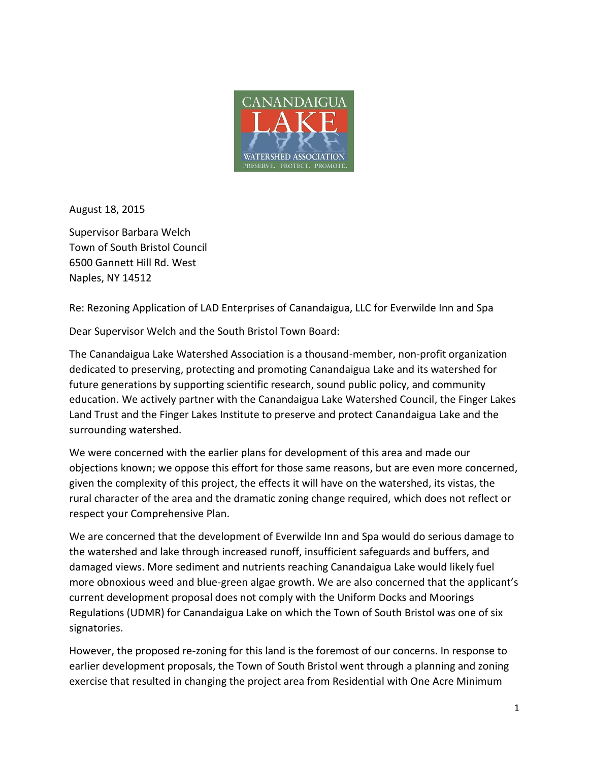August 18, 2015

Supervisor Barbara Welch
Town of South Bristol Council
6500 Gannett Hill Rd. West
Naples, NY 14512

Re: Rezoning Application of LAD Enterprises of Canandaigua, LLC for Everwilde Inn and Spa

Dear Supervisor Welch and the South Bristol Town Board:

The Canandaigua Lake Watershed Association is a thousand-member, non-profit organization dedicated to preserving, protecting and promoting Canandaigua Lake and its watershed for future generations by supporting scientific research, sound public policy, and community education. We actively partner with the Canandaigua Lake Watershed Council, the Finger Lakes Land Trust and the Finger Lakes Institute to preserve and protect Canandaigua Lake and the surrounding watershed.

We were concerned with the earlier plans for development of this area and made our objections known; we oppose this effort for those same reasons, but are even more concerned, given the complexity of this project, the effects it will have on the watershed, its vistas, the rural character of the area and the dramatic zoning change required, which does not reflect or respect your Comprehensive Plan.

We are concerned that the development of Everwilde Inn and Spa would do serious damage to the watershed and lake through increased runoff, insufficient safeguards and buffers, and damaged views. More sediment and nutrients reaching Canandaigua Lake would likely fuel more obnoxious weed and blue-green algae growth. We are also concerned that the applicant's current development proposal does not comply with the Uniform Docks and Moorings Regulations (UDMR) for Canandaigua Lake on which the Town of South Bristol was one of six signatories.

However, the proposed re-zoning for this land is the foremost of our concerns. In response to earlier development proposals, the Town of South Bristol went through a planning and zoning exercise that resulted in changing the project area from Residential with One Acre Minimum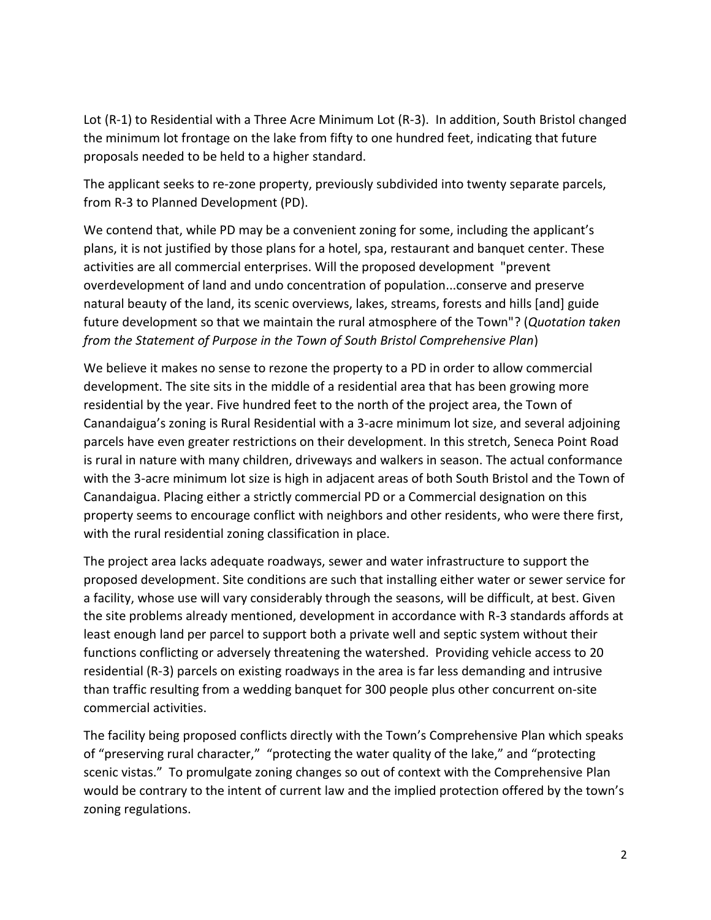Lot (R-1) to Residential with a Three Acre Minimum Lot (R-3). In addition, South Bristol changed the minimum lot frontage on the lake from fifty to one hundred feet, indicating that future proposals needed to be held to a higher standard.

The applicant seeks to re-zone property, previously subdivided into twenty separate parcels, from R-3 to Planned Development (PD).

We contend that, while PD may be a convenient zoning for some, including the applicant's plans, it is not justified by those plans for a hotel, spa, restaurant and banquet center. These activities are all commercial enterprises. Will the proposed development "prevent overdevelopment of land and undo concentration of population...conserve and preserve natural beauty of the land, its scenic overviews, lakes, streams, forests and hills [and] guide future development so that we maintain the rural atmosphere of the Town"? (*Quotation taken from the Statement of Purpose in the Town of South Bristol Comprehensive Plan*)

We believe it makes no sense to rezone the property to a PD in order to allow commercial development. The site sits in the middle of a residential area that has been growing more residential by the year. Five hundred feet to the north of the project area, the Town of Canandaigua's zoning is Rural Residential with a 3-acre minimum lot size, and several adjoining parcels have even greater restrictions on their development. In this stretch, Seneca Point Road is rural in nature with many children, driveways and walkers in season. The actual conformance with the 3-acre minimum lot size is high in adjacent areas of both South Bristol and the Town of Canandaigua. Placing either a strictly commercial PD or a Commercial designation on this property seems to encourage conflict with neighbors and other residents, who were there first, with the rural residential zoning classification in place.

The project area lacks adequate roadways, sewer and water infrastructure to support the proposed development. Site conditions are such that installing either water or sewer service for a facility, whose use will vary considerably through the seasons, will be difficult, at best. Given the site problems already mentioned, development in accordance with R-3 standards affords at least enough land per parcel to support both a private well and septic system without their functions conflicting or adversely threatening the watershed. Providing vehicle access to 20 residential (R-3) parcels on existing roadways in the area is far less demanding and intrusive than traffic resulting from a wedding banquet for 300 people plus other concurrent on-site commercial activities.

The facility being proposed conflicts directly with the Town's Comprehensive Plan which speaks of "preserving rural character," "protecting the water quality of the lake," and "protecting scenic vistas." To promulgate zoning changes so out of context with the Comprehensive Plan would be contrary to the intent of current law and the implied protection offered by the town's zoning regulations.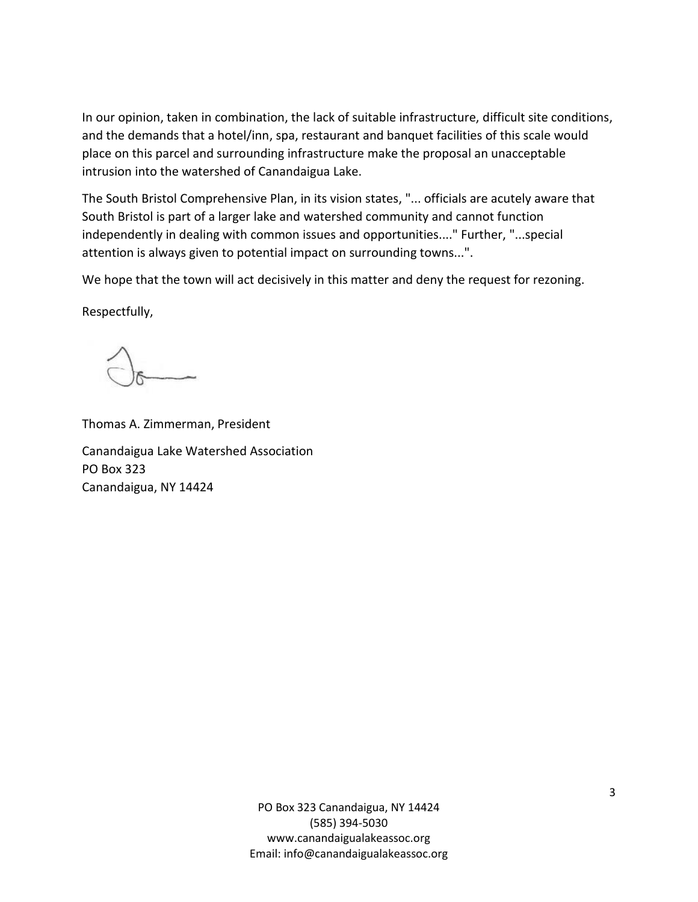In our opinion, taken in combination, the lack of suitable infrastructure, difficult site conditions, and the demands that a hotel/inn, spa, restaurant and banquet facilities of this scale would place on this parcel and surrounding infrastructure make the proposal an unacceptable intrusion into the watershed of Canandaigua Lake.

The South Bristol Comprehensive Plan, in its vision states, "... officials are acutely aware that South Bristol is part of a larger lake and watershed community and cannot function independently in dealing with common issues and opportunities...." Further, "...special attention is always given to potential impact on surrounding towns...".

We hope that the town will act decisively in this matter and deny the request for rezoning.

Respectfully,

Thomas A. Zimmerman, President

Canandaigua Lake Watershed Association
PO Box 323
Canandaigua, NY 14424

PO Box 323 Canandaigua, NY 14424
(585) 394-5030
www.canandaigualakeassoc.org
Email: info@canandaigualakeassoc.org